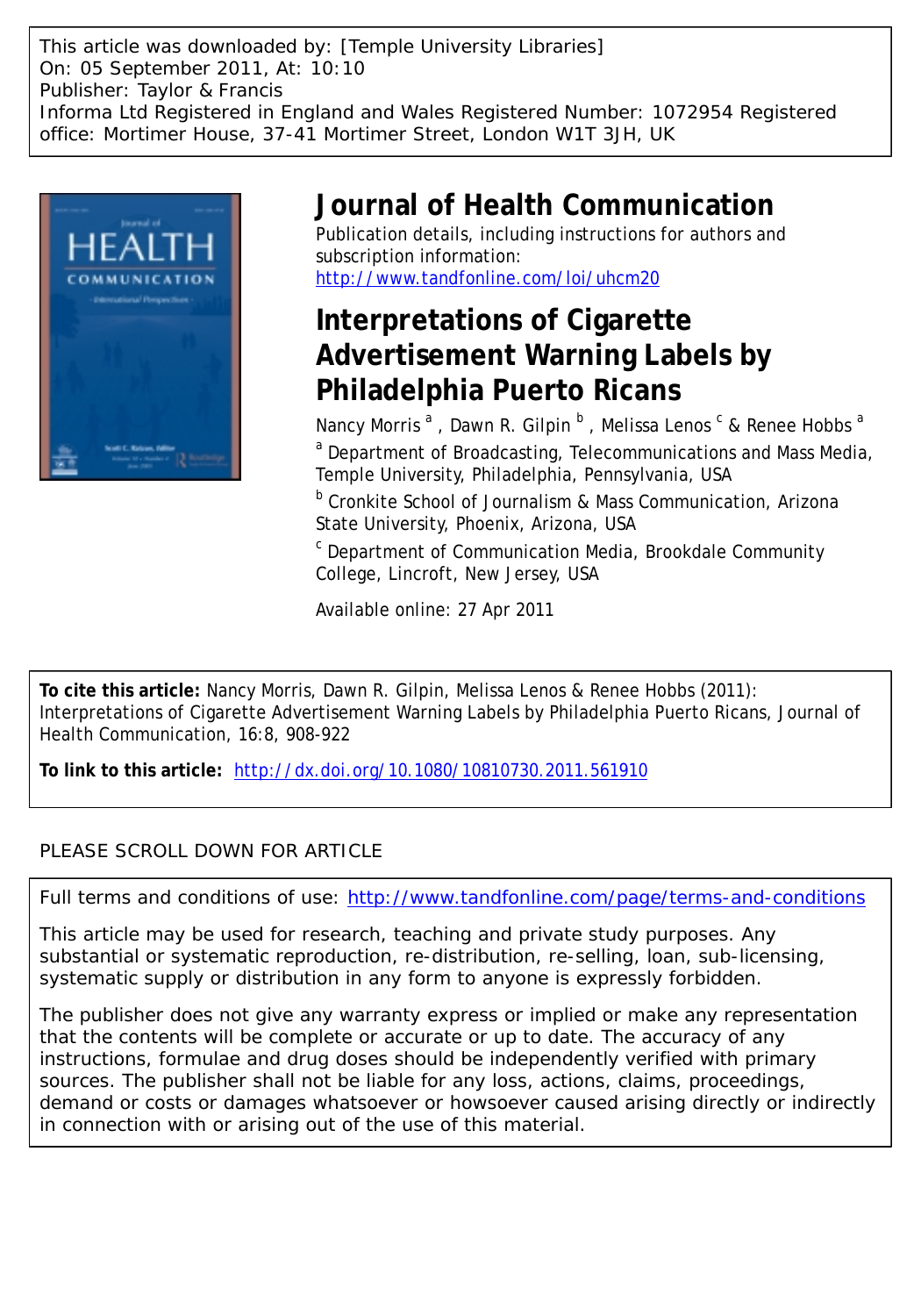This article was downloaded by: [Temple University Libraries]
On: 05 September 2011, At: 10:10
Publisher: Taylor & Francis
Informa Ltd Registered in England and Wales Registered Number: 1072954 Registered office: Mortimer House, 37-41 Mortimer Street, London W1T 3JH, UK

# Journal of Health Communication

Publication details, including instructions for authors and subscription information:
http://www.tandfonline.com/loi/uhcm20

## Interpretations of Cigarette Advertisement Warning Labels by Philadelphia Puerto Ricans

Nancy Morris [a], Dawn R. Gilpin [b], Melissa Lenos [c] & Renee Hobbs [a]

[a] Department of Broadcasting, Telecommunications and Mass Media, Temple University, Philadelphia, Pennsylvania, USA

[b] Cronkite School of Journalism & Mass Communication, Arizona State University, Phoenix, Arizona, USA

[c] Department of Communication Media, Brookdale Community College, Lincroft, New Jersey, USA

Available online: 27 Apr 2011

**To cite this article:** Nancy Morris, Dawn R. Gilpin, Melissa Lenos & Renee Hobbs (2011): Interpretations of Cigarette Advertisement Warning Labels by Philadelphia Puerto Ricans, Journal of Health Communication, 16:8, 908-922

**To link to this article:** http://dx.doi.org/10.1080/10810730.2011.561910

PLEASE SCROLL DOWN FOR ARTICLE

Full terms and conditions of use: http://www.tandfonline.com/page/terms-and-conditions

This article may be used for research, teaching and private study purposes. Any substantial or systematic reproduction, re-distribution, re-selling, loan, sub-licensing, systematic supply or distribution in any form to anyone is expressly forbidden.

The publisher does not give any warranty express or implied or make any representation that the contents will be complete or accurate or up to date. The accuracy of any instructions, formulae and drug doses should be independently verified with primary sources. The publisher shall not be liable for any loss, actions, claims, proceedings, demand or costs or damages whatsoever or howsoever caused arising directly or indirectly in connection with or arising out of the use of this material.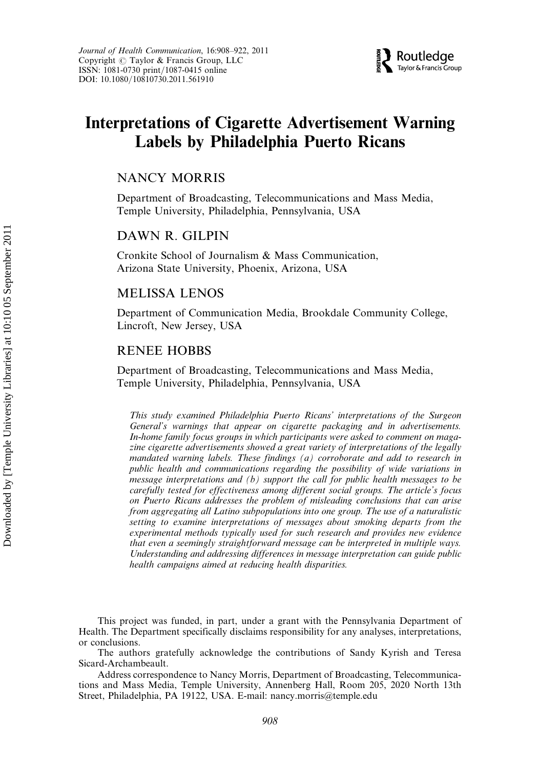# Interpretations of Cigarette Advertisement Warning Labels by Philadelphia Puerto Ricans

NANCY MORRIS

Department of Broadcasting, Telecommunications and Mass Media, Temple University, Philadelphia, Pennsylvania, USA

DAWN R. GILPIN

Cronkite School of Journalism & Mass Communication, Arizona State University, Phoenix, Arizona, USA

MELISSA LENOS

Department of Communication Media, Brookdale Community College, Lincroft, New Jersey, USA

RENEE HOBBS

Department of Broadcasting, Telecommunications and Mass Media, Temple University, Philadelphia, Pennsylvania, USA

*This study examined Philadelphia Puerto Ricans' interpretations of the Surgeon General's warnings that appear on cigarette packaging and in advertisements. In-home family focus groups in which participants were asked to comment on magazine cigarette advertisements showed a great variety of interpretations of the legally mandated warning labels. These findings (a) corroborate and add to research in public health and communications regarding the possibility of wide variations in message interpretations and (b) support the call for public health messages to be carefully tested for effectiveness among different social groups. The article's focus on Puerto Ricans addresses the problem of misleading conclusions that can arise from aggregating all Latino subpopulations into one group. The use of a naturalistic setting to examine interpretations of messages about smoking departs from the experimental methods typically used for such research and provides new evidence that even a seemingly straightforward message can be interpreted in multiple ways. Understanding and addressing differences in message interpretation can guide public health campaigns aimed at reducing health disparities.*

This project was funded, in part, under a grant with the Pennsylvania Department of Health. The Department specifically disclaims responsibility for any analyses, interpretations, or conclusions.

The authors gratefully acknowledge the contributions of Sandy Kyrish and Teresa Sicard-Archambeault.

Address correspondence to Nancy Morris, Department of Broadcasting, Telecommunications and Mass Media, Temple University, Annenberg Hall, Room 205, 2020 North 13th Street, Philadelphia, PA 19122, USA. E-mail: nancy.morris@temple.edu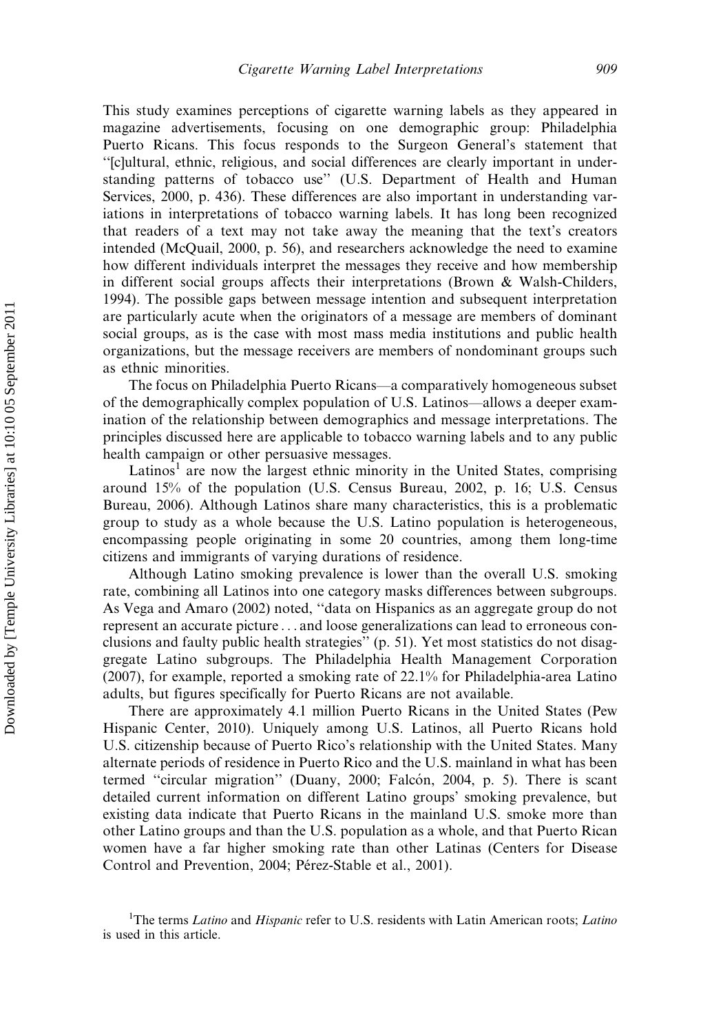This study examines perceptions of cigarette warning labels as they appeared in magazine advertisements, focusing on one demographic group: Philadelphia Puerto Ricans. This focus responds to the Surgeon General's statement that "[c]ultural, ethnic, religious, and social differences are clearly important in understanding patterns of tobacco use" (U.S. Department of Health and Human Services, 2000, p. 436). These differences are also important in understanding variations in interpretations of tobacco warning labels. It has long been recognized that readers of a text may not take away the meaning that the text's creators intended (McQuail, 2000, p. 56), and researchers acknowledge the need to examine how different individuals interpret the messages they receive and how membership in different social groups affects their interpretations (Brown & Walsh-Childers, 1994). The possible gaps between message intention and subsequent interpretation are particularly acute when the originators of a message are members of dominant social groups, as is the case with most mass media institutions and public health organizations, but the message receivers are members of nondominant groups such as ethnic minorities.

The focus on Philadelphia Puerto Ricans—a comparatively homogeneous subset of the demographically complex population of U.S. Latinos—allows a deeper examination of the relationship between demographics and message interpretations. The principles discussed here are applicable to tobacco warning labels and to any public health campaign or other persuasive messages.

Latinos[1] are now the largest ethnic minority in the United States, comprising around 15% of the population (U.S. Census Bureau, 2002, p. 16; U.S. Census Bureau, 2006). Although Latinos share many characteristics, this is a problematic group to study as a whole because the U.S. Latino population is heterogeneous, encompassing people originating in some 20 countries, among them long-time citizens and immigrants of varying durations of residence.

Although Latino smoking prevalence is lower than the overall U.S. smoking rate, combining all Latinos into one category masks differences between subgroups. As Vega and Amaro (2002) noted, "data on Hispanics as an aggregate group do not represent an accurate picture ... and loose generalizations can lead to erroneous conclusions and faulty public health strategies" (p. 51). Yet most statistics do not disaggregate Latino subgroups. The Philadelphia Health Management Corporation (2007), for example, reported a smoking rate of 22.1% for Philadelphia-area Latino adults, but figures specifically for Puerto Ricans are not available.

There are approximately 4.1 million Puerto Ricans in the United States (Pew Hispanic Center, 2010). Uniquely among U.S. Latinos, all Puerto Ricans hold U.S. citizenship because of Puerto Rico's relationship with the United States. Many alternate periods of residence in Puerto Rico and the U.S. mainland in what has been termed "circular migration" (Duany, 2000; Falcón, 2004, p. 5). There is scant detailed current information on different Latino groups' smoking prevalence, but existing data indicate that Puerto Ricans in the mainland U.S. smoke more than other Latino groups and than the U.S. population as a whole, and that Puerto Rican women have a far higher smoking rate than other Latinas (Centers for Disease Control and Prevention, 2004; Pérez-Stable et al., 2001).

[1]The terms *Latino* and *Hispanic* refer to U.S. residents with Latin American roots; *Latino* is used in this article.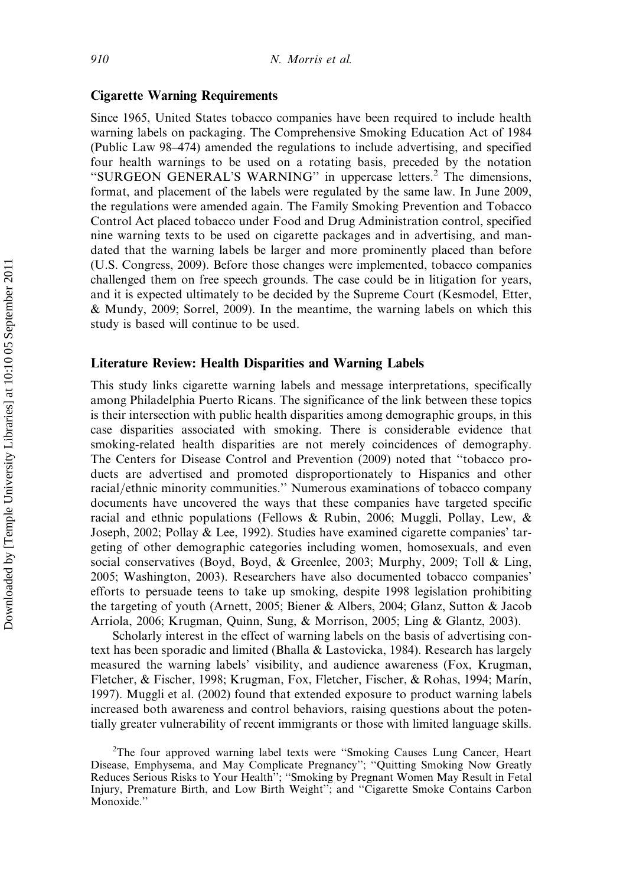## Cigarette Warning Requirements

Since 1965, United States tobacco companies have been required to include health warning labels on packaging. The Comprehensive Smoking Education Act of 1984 (Public Law 98–474) amended the regulations to include advertising, and specified four health warnings to be used on a rotating basis, preceded by the notation "SURGEON GENERAL'S WARNING" in uppercase letters.[2] The dimensions, format, and placement of the labels were regulated by the same law. In June 2009, the regulations were amended again. The Family Smoking Prevention and Tobacco Control Act placed tobacco under Food and Drug Administration control, specified nine warning texts to be used on cigarette packages and in advertising, and mandated that the warning labels be larger and more prominently placed than before (U.S. Congress, 2009). Before those changes were implemented, tobacco companies challenged them on free speech grounds. The case could be in litigation for years, and it is expected ultimately to be decided by the Supreme Court (Kesmodel, Etter, & Mundy, 2009; Sorrel, 2009). In the meantime, the warning labels on which this study is based will continue to be used.

## Literature Review: Health Disparities and Warning Labels

This study links cigarette warning labels and message interpretations, specifically among Philadelphia Puerto Ricans. The significance of the link between these topics is their intersection with public health disparities among demographic groups, in this case disparities associated with smoking. There is considerable evidence that smoking-related health disparities are not merely coincidences of demography. The Centers for Disease Control and Prevention (2009) noted that "tobacco products are advertised and promoted disproportionately to Hispanics and other racial/ethnic minority communities." Numerous examinations of tobacco company documents have uncovered the ways that these companies have targeted specific racial and ethnic populations (Fellows & Rubin, 2006; Muggli, Pollay, Lew, & Joseph, 2002; Pollay & Lee, 1992). Studies have examined cigarette companies' targeting of other demographic categories including women, homosexuals, and even social conservatives (Boyd, Boyd, & Greenlee, 2003; Murphy, 2009; Toll & Ling, 2005; Washington, 2003). Researchers have also documented tobacco companies' efforts to persuade teens to take up smoking, despite 1998 legislation prohibiting the targeting of youth (Arnett, 2005; Biener & Albers, 2004; Glanz, Sutton & Jacob Arriola, 2006; Krugman, Quinn, Sung, & Morrison, 2005; Ling & Glantz, 2003).

Scholarly interest in the effect of warning labels on the basis of advertising context has been sporadic and limited (Bhalla & Lastovicka, 1984). Research has largely measured the warning labels' visibility, and audience awareness (Fox, Krugman, Fletcher, & Fischer, 1998; Krugman, Fox, Fletcher, Fischer, & Rohas, 1994; Marín, 1997). Muggli et al. (2002) found that extended exposure to product warning labels increased both awareness and control behaviors, raising questions about the potentially greater vulnerability of recent immigrants or those with limited language skills.

[2]The four approved warning label texts were "Smoking Causes Lung Cancer, Heart Disease, Emphysema, and May Complicate Pregnancy"; "Quitting Smoking Now Greatly Reduces Serious Risks to Your Health"; "Smoking by Pregnant Women May Result in Fetal Injury, Premature Birth, and Low Birth Weight"; and "Cigarette Smoke Contains Carbon Monoxide."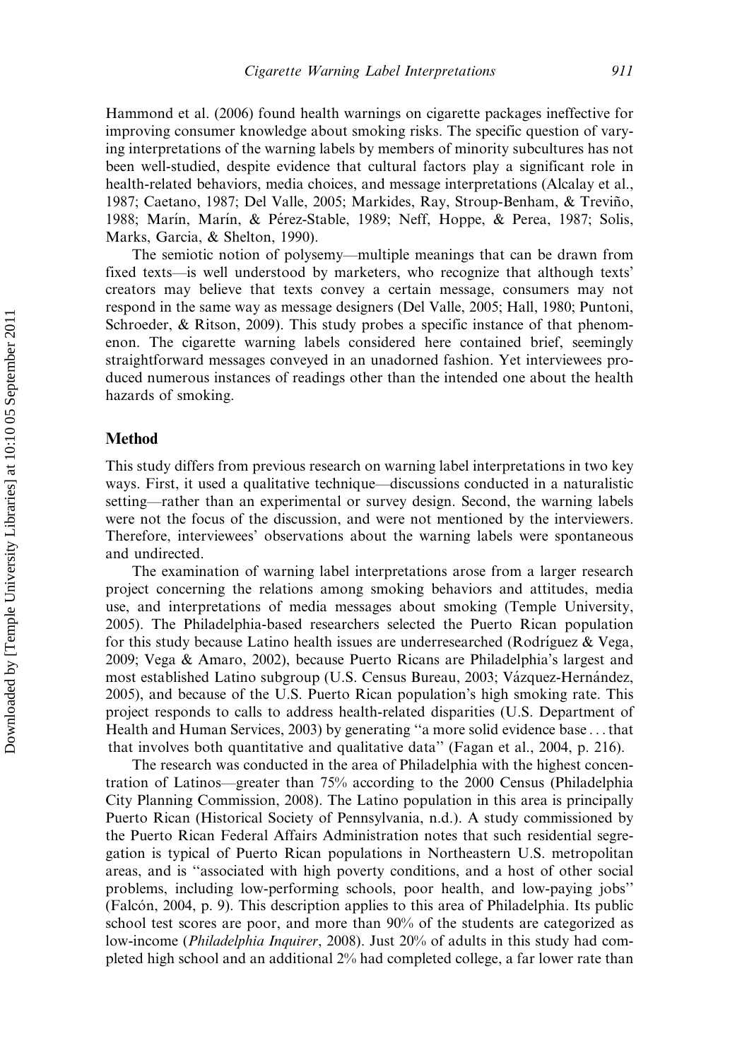Hammond et al. (2006) found health warnings on cigarette packages ineffective for improving consumer knowledge about smoking risks. The specific question of varying interpretations of the warning labels by members of minority subcultures has not been well-studied, despite evidence that cultural factors play a significant role in health-related behaviors, media choices, and message interpretations (Alcalay et al., 1987; Caetano, 1987; Del Valle, 2005; Markides, Ray, Stroup-Benham, & Treviño, 1988; Marín, Marín, & Pérez-Stable, 1989; Neff, Hoppe, & Perea, 1987; Solis, Marks, Garcia, & Shelton, 1990).

The semiotic notion of polysemy—multiple meanings that can be drawn from fixed texts—is well understood by marketers, who recognize that although texts' creators may believe that texts convey a certain message, consumers may not respond in the same way as message designers (Del Valle, 2005; Hall, 1980; Puntoni, Schroeder, & Ritson, 2009). This study probes a specific instance of that phenomenon. The cigarette warning labels considered here contained brief, seemingly straightforward messages conveyed in an unadorned fashion. Yet interviewees produced numerous instances of readings other than the intended one about the health hazards of smoking.

## Method

This study differs from previous research on warning label interpretations in two key ways. First, it used a qualitative technique—discussions conducted in a naturalistic setting—rather than an experimental or survey design. Second, the warning labels were not the focus of the discussion, and were not mentioned by the interviewers. Therefore, interviewees' observations about the warning labels were spontaneous and undirected.

The examination of warning label interpretations arose from a larger research project concerning the relations among smoking behaviors and attitudes, media use, and interpretations of media messages about smoking (Temple University, 2005). The Philadelphia-based researchers selected the Puerto Rican population for this study because Latino health issues are underresearched (Rodríguez & Vega, 2009; Vega & Amaro, 2002), because Puerto Ricans are Philadelphia's largest and most established Latino subgroup (U.S. Census Bureau, 2003; Vázquez-Hernández, 2005), and because of the U.S. Puerto Rican population's high smoking rate. This project responds to calls to address health-related disparities (U.S. Department of Health and Human Services, 2003) by generating "a more solid evidence base ... that that involves both quantitative and qualitative data" (Fagan et al., 2004, p. 216).

The research was conducted in the area of Philadelphia with the highest concentration of Latinos—greater than 75% according to the 2000 Census (Philadelphia City Planning Commission, 2008). The Latino population in this area is principally Puerto Rican (Historical Society of Pennsylvania, n.d.). A study commissioned by the Puerto Rican Federal Affairs Administration notes that such residential segregation is typical of Puerto Rican populations in Northeastern U.S. metropolitan areas, and is "associated with high poverty conditions, and a host of other social problems, including low-performing schools, poor health, and low-paying jobs" (Falcón, 2004, p. 9). This description applies to this area of Philadelphia. Its public school test scores are poor, and more than 90% of the students are categorized as low-income (*Philadelphia Inquirer*, 2008). Just 20% of adults in this study had completed high school and an additional 2% had completed college, a far lower rate than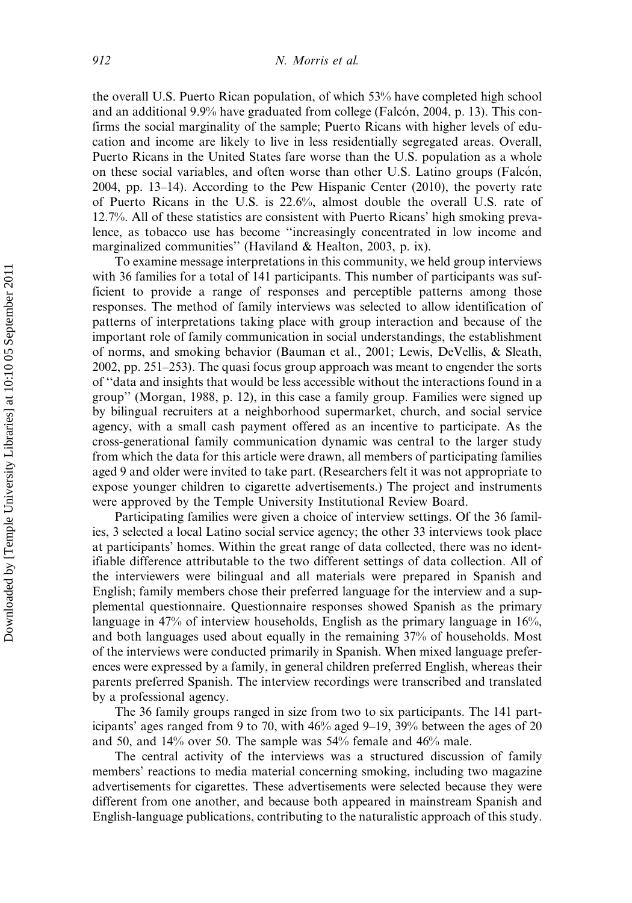the overall U.S. Puerto Rican population, of which 53% have completed high school and an additional 9.9% have graduated from college (Falcón, 2004, p. 13). This confirms the social marginality of the sample; Puerto Ricans with higher levels of education and income are likely to live in less residentially segregated areas. Overall, Puerto Ricans in the United States fare worse than the U.S. population as a whole on these social variables, and often worse than other U.S. Latino groups (Falcón, 2004, pp. 13–14). According to the Pew Hispanic Center (2010), the poverty rate of Puerto Ricans in the U.S. is 22.6%, almost double the overall U.S. rate of 12.7%. All of these statistics are consistent with Puerto Ricans' high smoking prevalence, as tobacco use has become ''increasingly concentrated in low income and marginalized communities'' (Haviland & Healton, 2003, p. ix).

To examine message interpretations in this community, we held group interviews with 36 families for a total of 141 participants. This number of participants was sufficient to provide a range of responses and perceptible patterns among those responses. The method of family interviews was selected to allow identification of patterns of interpretations taking place with group interaction and because of the important role of family communication in social understandings, the establishment of norms, and smoking behavior (Bauman et al., 2001; Lewis, DeVellis, & Sleath, 2002, pp. 251–253). The quasi focus group approach was meant to engender the sorts of ''data and insights that would be less accessible without the interactions found in a group'' (Morgan, 1988, p. 12), in this case a family group. Families were signed up by bilingual recruiters at a neighborhood supermarket, church, and social service agency, with a small cash payment offered as an incentive to participate. As the cross-generational family communication dynamic was central to the larger study from which the data for this article were drawn, all members of participating families aged 9 and older were invited to take part. (Researchers felt it was not appropriate to expose younger children to cigarette advertisements.) The project and instruments were approved by the Temple University Institutional Review Board.

Participating families were given a choice of interview settings. Of the 36 families, 3 selected a local Latino social service agency; the other 33 interviews took place at participants' homes. Within the great range of data collected, there was no identifiable difference attributable to the two different settings of data collection. All of the interviewers were bilingual and all materials were prepared in Spanish and English; family members chose their preferred language for the interview and a supplemental questionnaire. Questionnaire responses showed Spanish as the primary language in 47% of interview households, English as the primary language in 16%, and both languages used about equally in the remaining 37% of households. Most of the interviews were conducted primarily in Spanish. When mixed language preferences were expressed by a family, in general children preferred English, whereas their parents preferred Spanish. The interview recordings were transcribed and translated by a professional agency.

The 36 family groups ranged in size from two to six participants. The 141 participants' ages ranged from 9 to 70, with 46% aged 9–19, 39% between the ages of 20 and 50, and 14% over 50. The sample was 54% female and 46% male.

The central activity of the interviews was a structured discussion of family members' reactions to media material concerning smoking, including two magazine advertisements for cigarettes. These advertisements were selected because they were different from one another, and because both appeared in mainstream Spanish and English-language publications, contributing to the naturalistic approach of this study.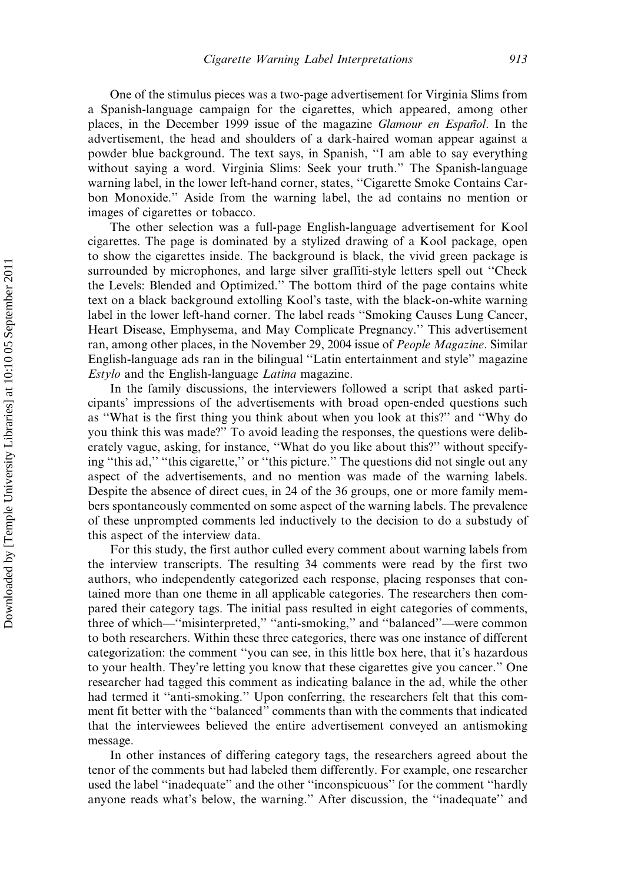One of the stimulus pieces was a two-page advertisement for Virginia Slims from a Spanish-language campaign for the cigarettes, which appeared, among other places, in the December 1999 issue of the magazine *Glamour en Español*. In the advertisement, the head and shoulders of a dark-haired woman appear against a powder blue background. The text says, in Spanish, ''I am able to say everything without saying a word. Virginia Slims: Seek your truth.'' The Spanish-language warning label, in the lower left-hand corner, states, ''Cigarette Smoke Contains Carbon Monoxide.'' Aside from the warning label, the ad contains no mention or images of cigarettes or tobacco.

The other selection was a full-page English-language advertisement for Kool cigarettes. The page is dominated by a stylized drawing of a Kool package, open to show the cigarettes inside. The background is black, the vivid green package is surrounded by microphones, and large silver graffiti-style letters spell out ''Check the Levels: Blended and Optimized.'' The bottom third of the page contains white text on a black background extolling Kool's taste, with the black-on-white warning label in the lower left-hand corner. The label reads ''Smoking Causes Lung Cancer, Heart Disease, Emphysema, and May Complicate Pregnancy.'' This advertisement ran, among other places, in the November 29, 2004 issue of *People Magazine*. Similar English-language ads ran in the bilingual ''Latin entertainment and style'' magazine *Estylo* and the English-language *Latina* magazine.

In the family discussions, the interviewers followed a script that asked participants' impressions of the advertisements with broad open-ended questions such as ''What is the first thing you think about when you look at this?'' and ''Why do you think this was made?'' To avoid leading the responses, the questions were deliberately vague, asking, for instance, ''What do you like about this?'' without specifying ''this ad,'' ''this cigarette,'' or ''this picture.'' The questions did not single out any aspect of the advertisements, and no mention was made of the warning labels. Despite the absence of direct cues, in 24 of the 36 groups, one or more family members spontaneously commented on some aspect of the warning labels. The prevalence of these unprompted comments led inductively to the decision to do a substudy of this aspect of the interview data.

For this study, the first author culled every comment about warning labels from the interview transcripts. The resulting 34 comments were read by the first two authors, who independently categorized each response, placing responses that contained more than one theme in all applicable categories. The researchers then compared their category tags. The initial pass resulted in eight categories of comments, three of which—''misinterpreted,'' ''anti-smoking,'' and ''balanced''—were common to both researchers. Within these three categories, there was one instance of different categorization: the comment ''you can see, in this little box here, that it's hazardous to your health. They're letting you know that these cigarettes give you cancer.'' One researcher had tagged this comment as indicating balance in the ad, while the other had termed it ''anti-smoking.'' Upon conferring, the researchers felt that this comment fit better with the ''balanced'' comments than with the comments that indicated that the interviewees believed the entire advertisement conveyed an antismoking message.

In other instances of differing category tags, the researchers agreed about the tenor of the comments but had labeled them differently. For example, one researcher used the label ''inadequate'' and the other ''inconspicuous'' for the comment ''hardly anyone reads what's below, the warning.'' After discussion, the ''inadequate'' and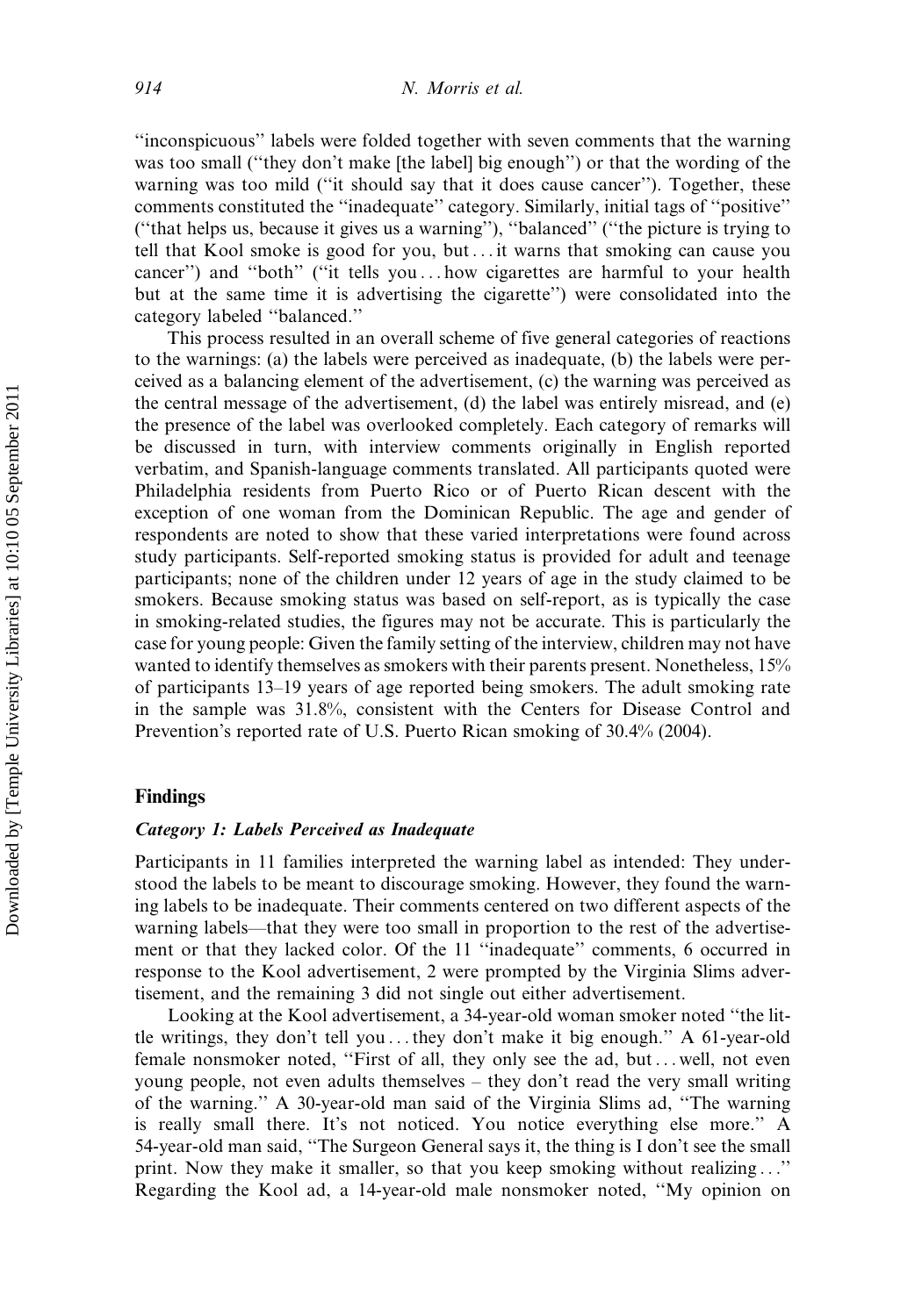"inconspicuous" labels were folded together with seven comments that the warning was too small ("they don't make [the label] big enough") or that the wording of the warning was too mild ("it should say that it does cause cancer"). Together, these comments constituted the "inadequate" category. Similarly, initial tags of "positive" ("that helps us, because it gives us a warning"), "balanced" ("the picture is trying to tell that Kool smoke is good for you, but . . . it warns that smoking can cause you cancer") and "both" ("it tells you . . . how cigarettes are harmful to your health but at the same time it is advertising the cigarette") were consolidated into the category labeled "balanced."

This process resulted in an overall scheme of five general categories of reactions to the warnings: (a) the labels were perceived as inadequate, (b) the labels were perceived as a balancing element of the advertisement, (c) the warning was perceived as the central message of the advertisement, (d) the label was entirely misread, and (e) the presence of the label was overlooked completely. Each category of remarks will be discussed in turn, with interview comments originally in English reported verbatim, and Spanish-language comments translated. All participants quoted were Philadelphia residents from Puerto Rico or of Puerto Rican descent with the exception of one woman from the Dominican Republic. The age and gender of respondents are noted to show that these varied interpretations were found across study participants. Self-reported smoking status is provided for adult and teenage participants; none of the children under 12 years of age in the study claimed to be smokers. Because smoking status was based on self-report, as is typically the case in smoking-related studies, the figures may not be accurate. This is particularly the case for young people: Given the family setting of the interview, children may not have wanted to identify themselves as smokers with their parents present. Nonetheless, 15% of participants 13–19 years of age reported being smokers. The adult smoking rate in the sample was 31.8%, consistent with the Centers for Disease Control and Prevention's reported rate of U.S. Puerto Rican smoking of 30.4% (2004).

## Findings

### *Category 1: Labels Perceived as Inadequate*

Participants in 11 families interpreted the warning label as intended: They understood the labels to be meant to discourage smoking. However, they found the warning labels to be inadequate. Their comments centered on two different aspects of the warning labels—that they were too small in proportion to the rest of the advertisement or that they lacked color. Of the 11 "inadequate" comments, 6 occurred in response to the Kool advertisement, 2 were prompted by the Virginia Slims advertisement, and the remaining 3 did not single out either advertisement.

Looking at the Kool advertisement, a 34-year-old woman smoker noted "the little writings, they don't tell you . . . they don't make it big enough." A 61-year-old female nonsmoker noted, "First of all, they only see the ad, but . . . well, not even young people, not even adults themselves – they don't read the very small writing of the warning." A 30-year-old man said of the Virginia Slims ad, "The warning is really small there. It's not noticed. You notice everything else more." A 54-year-old man said, "The Surgeon General says it, the thing is I don't see the small print. Now they make it smaller, so that you keep smoking without realizing . . ." Regarding the Kool ad, a 14-year-old male nonsmoker noted, "My opinion on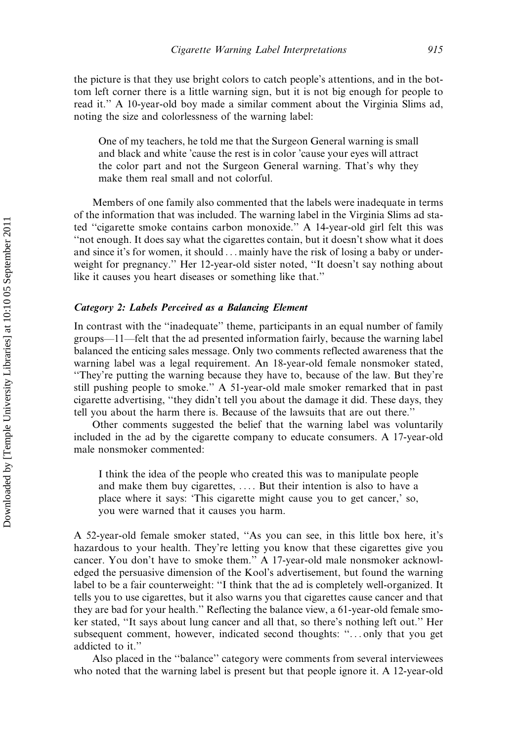the picture is that they use bright colors to catch people's attentions, and in the bottom left corner there is a little warning sign, but it is not big enough for people to read it." A 10-year-old boy made a similar comment about the Virginia Slims ad, noting the size and colorlessness of the warning label:

> One of my teachers, he told me that the Surgeon General warning is small and black and white 'cause the rest is in color 'cause your eyes will attract the color part and not the Surgeon General warning. That's why they make them real small and not colorful.

Members of one family also commented that the labels were inadequate in terms of the information that was included. The warning label in the Virginia Slims ad stated "cigarette smoke contains carbon monoxide." A 14-year-old girl felt this was "not enough. It does say what the cigarettes contain, but it doesn't show what it does and since it's for women, it should ... mainly have the risk of losing a baby or underweight for pregnancy." Her 12-year-old sister noted, "It doesn't say nothing about like it causes you heart diseases or something like that."

### *Category 2: Labels Perceived as a Balancing Element*

In contrast with the "inadequate" theme, participants in an equal number of family groups—11—felt that the ad presented information fairly, because the warning label balanced the enticing sales message. Only two comments reflected awareness that the warning label was a legal requirement. An 18-year-old female nonsmoker stated, "They're putting the warning because they have to, because of the law. But they're still pushing people to smoke." A 51-year-old male smoker remarked that in past cigarette advertising, "they didn't tell you about the damage it did. These days, they tell you about the harm there is. Because of the lawsuits that are out there."

Other comments suggested the belief that the warning label was voluntarily included in the ad by the cigarette company to educate consumers. A 17-year-old male nonsmoker commented:

> I think the idea of the people who created this was to manipulate people and make them buy cigarettes, .... But their intention is also to have a place where it says: 'This cigarette might cause you to get cancer,' so, you were warned that it causes you harm.

A 52-year-old female smoker stated, "As you can see, in this little box here, it's hazardous to your health. They're letting you know that these cigarettes give you cancer. You don't have to smoke them." A 17-year-old male nonsmoker acknowledged the persuasive dimension of the Kool's advertisement, but found the warning label to be a fair counterweight: "I think that the ad is completely well-organized. It tells you to use cigarettes, but it also warns you that cigarettes cause cancer and that they are bad for your health." Reflecting the balance view, a 61-year-old female smoker stated, "It says about lung cancer and all that, so there's nothing left out." Her subsequent comment, however, indicated second thoughts: "... only that you get addicted to it."

Also placed in the "balance" category were comments from several interviewees who noted that the warning label is present but that people ignore it. A 12-year-old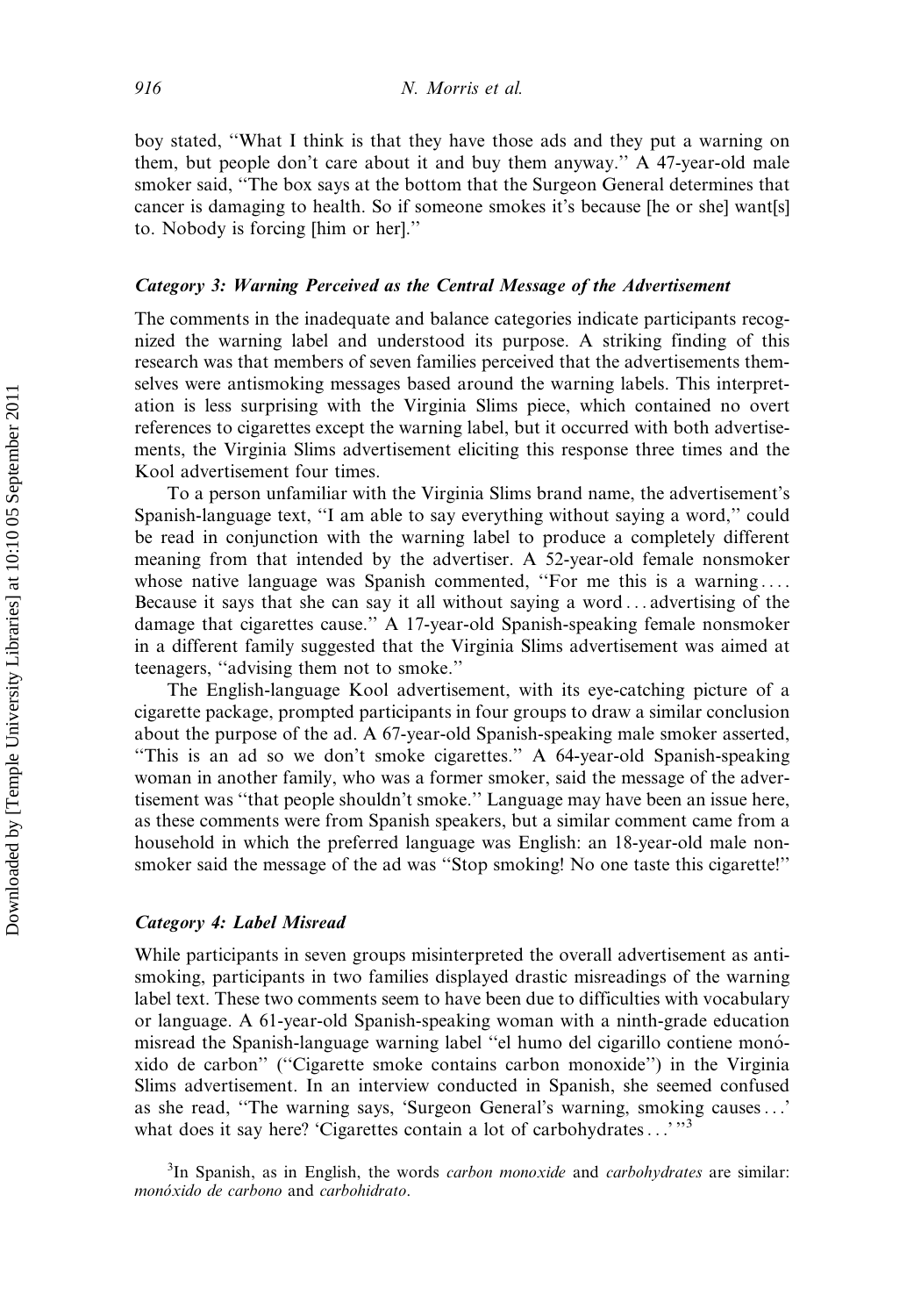boy stated, "What I think is that they have those ads and they put a warning on them, but people don't care about it and buy them anyway." A 47-year-old male smoker said, "The box says at the bottom that the Surgeon General determines that cancer is damaging to health. So if someone smokes it's because [he or she] want[s] to. Nobody is forcing [him or her]."

### *Category 3: Warning Perceived as the Central Message of the Advertisement*

The comments in the inadequate and balance categories indicate participants recognized the warning label and understood its purpose. A striking finding of this research was that members of seven families perceived that the advertisements themselves were antismoking messages based around the warning labels. This interpretation is less surprising with the Virginia Slims piece, which contained no overt references to cigarettes except the warning label, but it occurred with both advertisements, the Virginia Slims advertisement eliciting this response three times and the Kool advertisement four times.

To a person unfamiliar with the Virginia Slims brand name, the advertisement's Spanish-language text, "I am able to say everything without saying a word," could be read in conjunction with the warning label to produce a completely different meaning from that intended by the advertiser. A 52-year-old female nonsmoker whose native language was Spanish commented, "For me this is a warning.... Because it says that she can say it all without saying a word... advertising of the damage that cigarettes cause." A 17-year-old Spanish-speaking female nonsmoker in a different family suggested that the Virginia Slims advertisement was aimed at teenagers, "advising them not to smoke."

The English-language Kool advertisement, with its eye-catching picture of a cigarette package, prompted participants in four groups to draw a similar conclusion about the purpose of the ad. A 67-year-old Spanish-speaking male smoker asserted, "This is an ad so we don't smoke cigarettes." A 64-year-old Spanish-speaking woman in another family, who was a former smoker, said the message of the advertisement was "that people shouldn't smoke." Language may have been an issue here, as these comments were from Spanish speakers, but a similar comment came from a household in which the preferred language was English: an 18-year-old male nonsmoker said the message of the ad was "Stop smoking! No one taste this cigarette!"

### *Category 4: Label Misread*

While participants in seven groups misinterpreted the overall advertisement as antismoking, participants in two families displayed drastic misreadings of the warning label text. These two comments seem to have been due to difficulties with vocabulary or language. A 61-year-old Spanish-speaking woman with a ninth-grade education misread the Spanish-language warning label "el humo del cigarillo contiene monóxido de carbon" ("Cigarette smoke contains carbon monoxide") in the Virginia Slims advertisement. In an interview conducted in Spanish, she seemed confused as she read, "The warning says, 'Surgeon General's warning, smoking causes...' what does it say here? 'Cigarettes contain a lot of carbohydrates...'"[3]

[3]In Spanish, as in English, the words *carbon monoxide* and *carbohydrates* are similar: *monóxido de carbono* and *carbohidrato*.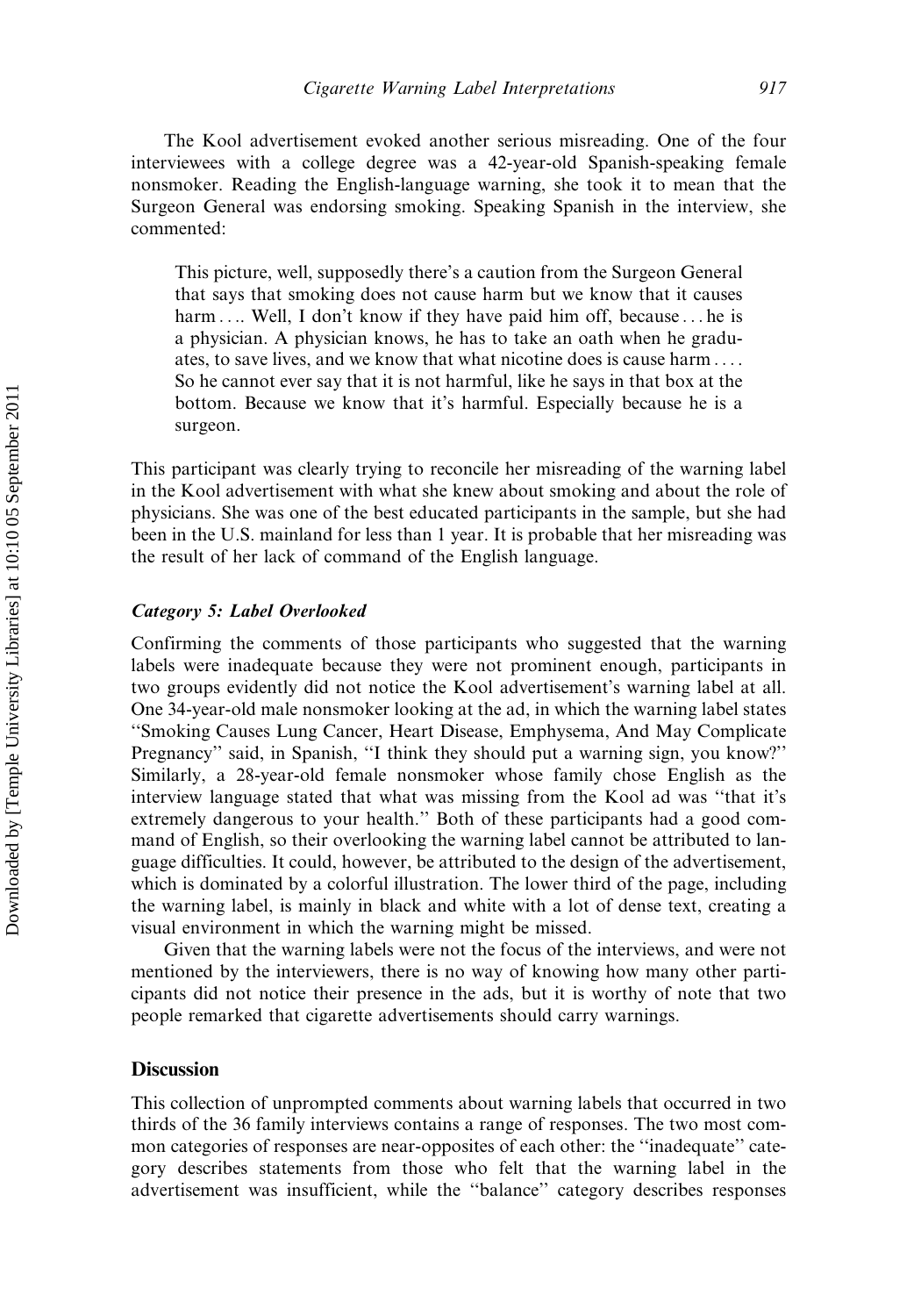The Kool advertisement evoked another serious misreading. One of the four interviewees with a college degree was a 42-year-old Spanish-speaking female nonsmoker. Reading the English-language warning, she took it to mean that the Surgeon General was endorsing smoking. Speaking Spanish in the interview, she commented:

> This picture, well, supposedly there's a caution from the Surgeon General that says that smoking does not cause harm but we know that it causes harm .... Well, I don't know if they have paid him off, because ... he is a physician. A physician knows, he has to take an oath when he graduates, to save lives, and we know that what nicotine does is cause harm .... So he cannot ever say that it is not harmful, like he says in that box at the bottom. Because we know that it's harmful. Especially because he is a surgeon.

This participant was clearly trying to reconcile her misreading of the warning label in the Kool advertisement with what she knew about smoking and about the role of physicians. She was one of the best educated participants in the sample, but she had been in the U.S. mainland for less than 1 year. It is probable that her misreading was the result of her lack of command of the English language.

### *Category 5: Label Overlooked*

Confirming the comments of those participants who suggested that the warning labels were inadequate because they were not prominent enough, participants in two groups evidently did not notice the Kool advertisement's warning label at all. One 34-year-old male nonsmoker looking at the ad, in which the warning label states "Smoking Causes Lung Cancer, Heart Disease, Emphysema, And May Complicate Pregnancy" said, in Spanish, "I think they should put a warning sign, you know?" Similarly, a 28-year-old female nonsmoker whose family chose English as the interview language stated that what was missing from the Kool ad was "that it's extremely dangerous to your health." Both of these participants had a good command of English, so their overlooking the warning label cannot be attributed to language difficulties. It could, however, be attributed to the design of the advertisement, which is dominated by a colorful illustration. The lower third of the page, including the warning label, is mainly in black and white with a lot of dense text, creating a visual environment in which the warning might be missed.

Given that the warning labels were not the focus of the interviews, and were not mentioned by the interviewers, there is no way of knowing how many other participants did not notice their presence in the ads, but it is worthy of note that two people remarked that cigarette advertisements should carry warnings.

## Discussion

This collection of unprompted comments about warning labels that occurred in two thirds of the 36 family interviews contains a range of responses. The two most common categories of responses are near-opposites of each other: the "inadequate" category describes statements from those who felt that the warning label in the advertisement was insufficient, while the "balance" category describes responses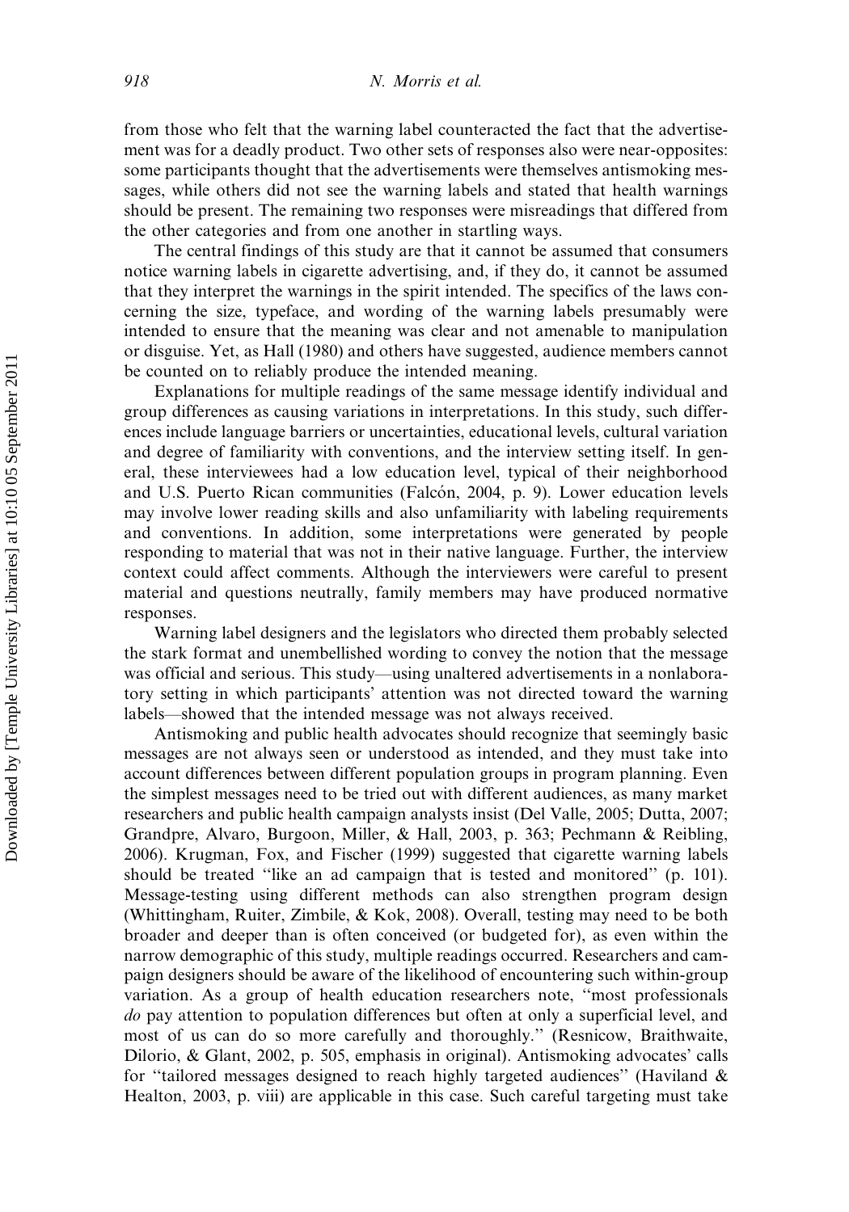from those who felt that the warning label counteracted the fact that the advertisement was for a deadly product. Two other sets of responses also were near-opposites: some participants thought that the advertisements were themselves antismoking messages, while others did not see the warning labels and stated that health warnings should be present. The remaining two responses were misreadings that differed from the other categories and from one another in startling ways.

The central findings of this study are that it cannot be assumed that consumers notice warning labels in cigarette advertising, and, if they do, it cannot be assumed that they interpret the warnings in the spirit intended. The specifics of the laws concerning the size, typeface, and wording of the warning labels presumably were intended to ensure that the meaning was clear and not amenable to manipulation or disguise. Yet, as Hall (1980) and others have suggested, audience members cannot be counted on to reliably produce the intended meaning.

Explanations for multiple readings of the same message identify individual and group differences as causing variations in interpretations. In this study, such differences include language barriers or uncertainties, educational levels, cultural variation and degree of familiarity with conventions, and the interview setting itself. In general, these interviewees had a low education level, typical of their neighborhood and U.S. Puerto Rican communities (Falcón, 2004, p. 9). Lower education levels may involve lower reading skills and also unfamiliarity with labeling requirements and conventions. In addition, some interpretations were generated by people responding to material that was not in their native language. Further, the interview context could affect comments. Although the interviewers were careful to present material and questions neutrally, family members may have produced normative responses.

Warning label designers and the legislators who directed them probably selected the stark format and unembellished wording to convey the notion that the message was official and serious. This study—using unaltered advertisements in a nonlaboratory setting in which participants' attention was not directed toward the warning labels—showed that the intended message was not always received.

Antismoking and public health advocates should recognize that seemingly basic messages are not always seen or understood as intended, and they must take into account differences between different population groups in program planning. Even the simplest messages need to be tried out with different audiences, as many market researchers and public health campaign analysts insist (Del Valle, 2005; Dutta, 2007; Grandpre, Alvaro, Burgoon, Miller, & Hall, 2003, p. 363; Pechmann & Reibling, 2006). Krugman, Fox, and Fischer (1999) suggested that cigarette warning labels should be treated "like an ad campaign that is tested and monitored" (p. 101). Message-testing using different methods can also strengthen program design (Whittingham, Ruiter, Zimbile, & Kok, 2008). Overall, testing may need to be both broader and deeper than is often conceived (or budgeted for), as even within the narrow demographic of this study, multiple readings occurred. Researchers and campaign designers should be aware of the likelihood of encountering such within-group variation. As a group of health education researchers note, "most professionals *do* pay attention to population differences but often at only a superficial level, and most of us can do so more carefully and thoroughly." (Resnicow, Braithwaite, Dilorio, & Glant, 2002, p. 505, emphasis in original). Antismoking advocates' calls for "tailored messages designed to reach highly targeted audiences" (Haviland & Healton, 2003, p. viii) are applicable in this case. Such careful targeting must take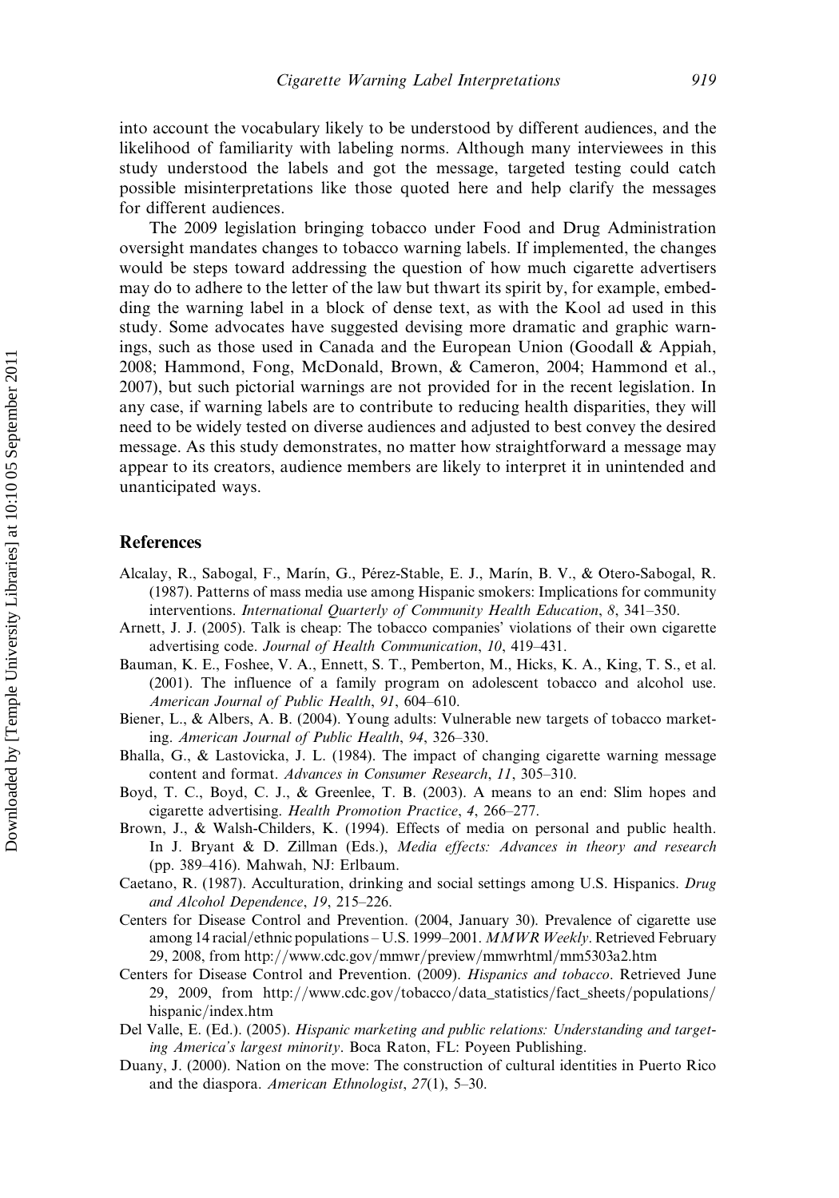into account the vocabulary likely to be understood by different audiences, and the likelihood of familiarity with labeling norms. Although many interviewees in this study understood the labels and got the message, targeted testing could catch possible misinterpretations like those quoted here and help clarify the messages for different audiences.

The 2009 legislation bringing tobacco under Food and Drug Administration oversight mandates changes to tobacco warning labels. If implemented, the changes would be steps toward addressing the question of how much cigarette advertisers may do to adhere to the letter of the law but thwart its spirit by, for example, embedding the warning label in a block of dense text, as with the Kool ad used in this study. Some advocates have suggested devising more dramatic and graphic warnings, such as those used in Canada and the European Union (Goodall & Appiah, 2008; Hammond, Fong, McDonald, Brown, & Cameron, 2004; Hammond et al., 2007), but such pictorial warnings are not provided for in the recent legislation. In any case, if warning labels are to contribute to reducing health disparities, they will need to be widely tested on diverse audiences and adjusted to best convey the desired message. As this study demonstrates, no matter how straightforward a message may appear to its creators, audience members are likely to interpret it in unintended and unanticipated ways.

## References

Alcalay, R., Sabogal, F., Marín, G., Pérez-Stable, E. J., Marín, B. V., & Otero-Sabogal, R. (1987). Patterns of mass media use among Hispanic smokers: Implications for community interventions. *International Quarterly of Community Health Education*, *8*, 341–350.

Arnett, J. J. (2005). Talk is cheap: The tobacco companies' violations of their own cigarette advertising code. *Journal of Health Communication*, *10*, 419–431.

Bauman, K. E., Foshee, V. A., Ennett, S. T., Pemberton, M., Hicks, K. A., King, T. S., et al. (2001). The influence of a family program on adolescent tobacco and alcohol use. *American Journal of Public Health*, *91*, 604–610.

Biener, L., & Albers, A. B. (2004). Young adults: Vulnerable new targets of tobacco marketing. *American Journal of Public Health*, *94*, 326–330.

Bhalla, G., & Lastovicka, J. L. (1984). The impact of changing cigarette warning message content and format. *Advances in Consumer Research*, *11*, 305–310.

Boyd, T. C., Boyd, C. J., & Greenlee, T. B. (2003). A means to an end: Slim hopes and cigarette advertising. *Health Promotion Practice*, *4*, 266–277.

Brown, J., & Walsh-Childers, K. (1994). Effects of media on personal and public health. In J. Bryant & D. Zillman (Eds.), *Media effects: Advances in theory and research* (pp. 389–416). Mahwah, NJ: Erlbaum.

Caetano, R. (1987). Acculturation, drinking and social settings among U.S. Hispanics. *Drug and Alcohol Dependence*, *19*, 215–226.

Centers for Disease Control and Prevention. (2004, January 30). Prevalence of cigarette use among 14 racial/ethnic populations – U.S. 1999–2001. *MMWR Weekly*. Retrieved February 29, 2008, from http://www.cdc.gov/mmwr/preview/mmwrhtml/mm5303a2.htm

Centers for Disease Control and Prevention. (2009). *Hispanics and tobacco*. Retrieved June 29, 2009, from http://www.cdc.gov/tobacco/data_statistics/fact_sheets/populations/hispanic/index.htm

Del Valle, E. (Ed.). (2005). *Hispanic marketing and public relations: Understanding and targeting America's largest minority*. Boca Raton, FL: Poyeen Publishing.

Duany, J. (2000). Nation on the move: The construction of cultural identities in Puerto Rico and the diaspora. *American Ethnologist*, *27*(1), 5–30.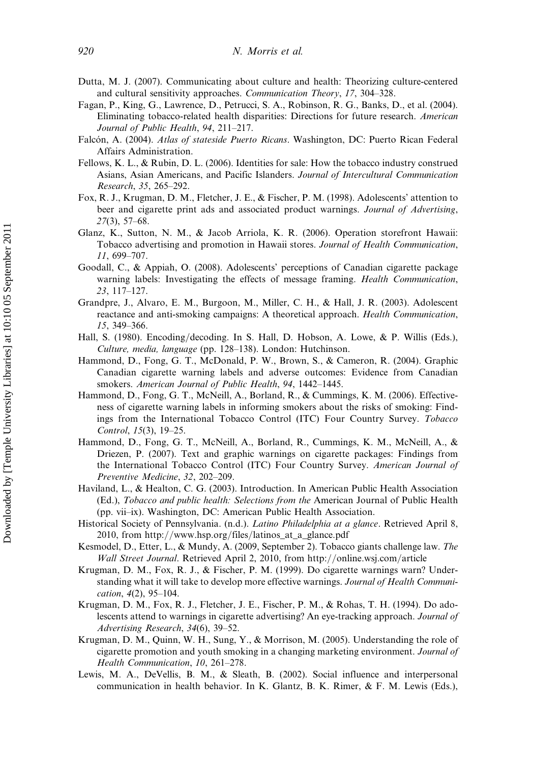Dutta, M. J. (2007). Communicating about culture and health: Theorizing culture-centered and cultural sensitivity approaches. *Communication Theory*, *17*, 304–328.

Fagan, P., King, G., Lawrence, D., Petrucci, S. A., Robinson, R. G., Banks, D., et al. (2004). Eliminating tobacco-related health disparities: Directions for future research. *American Journal of Public Health*, *94*, 211–217.

Falcón, A. (2004). *Atlas of stateside Puerto Ricans*. Washington, DC: Puerto Rican Federal Affairs Administration.

Fellows, K. L., & Rubin, D. L. (2006). Identities for sale: How the tobacco industry construed Asians, Asian Americans, and Pacific Islanders. *Journal of Intercultural Communication Research*, *35*, 265–292.

Fox, R. J., Krugman, D. M., Fletcher, J. E., & Fischer, P. M. (1998). Adolescents' attention to beer and cigarette print ads and associated product warnings. *Journal of Advertising*, *27*(3), 57–68.

Glanz, K., Sutton, N. M., & Jacob Arriola, K. R. (2006). Operation storefront Hawaii: Tobacco advertising and promotion in Hawaii stores. *Journal of Health Communication*, *11*, 699–707.

Goodall, C., & Appiah, O. (2008). Adolescents' perceptions of Canadian cigarette package warning labels: Investigating the effects of message framing. *Health Communication*, *23*, 117–127.

Grandpre, J., Alvaro, E. M., Burgoon, M., Miller, C. H., & Hall, J. R. (2003). Adolescent reactance and anti-smoking campaigns: A theoretical approach. *Health Communication*, *15*, 349–366.

Hall, S. (1980). Encoding/decoding. In S. Hall, D. Hobson, A. Lowe, & P. Willis (Eds.), *Culture, media, language* (pp. 128–138). London: Hutchinson.

Hammond, D., Fong, G. T., McDonald, P. W., Brown, S., & Cameron, R. (2004). Graphic Canadian cigarette warning labels and adverse outcomes: Evidence from Canadian smokers. *American Journal of Public Health*, *94*, 1442–1445.

Hammond, D., Fong, G. T., McNeill, A., Borland, R., & Cummings, K. M. (2006). Effectiveness of cigarette warning labels in informing smokers about the risks of smoking: Findings from the International Tobacco Control (ITC) Four Country Survey. *Tobacco Control*, *15*(3), 19–25.

Hammond, D., Fong, G. T., McNeill, A., Borland, R., Cummings, K. M., McNeill, A., & Driezen, P. (2007). Text and graphic warnings on cigarette packages: Findings from the International Tobacco Control (ITC) Four Country Survey. *American Journal of Preventive Medicine*, *32*, 202–209.

Haviland, L., & Healton, C. G. (2003). Introduction. In American Public Health Association (Ed.), *Tobacco and public health: Selections from the* American Journal of Public Health (pp. vii–ix). Washington, DC: American Public Health Association.

Historical Society of Pennsylvania. (n.d.). *Latino Philadelphia at a glance*. Retrieved April 8, 2010, from http://www.hsp.org/files/latinos_at_a_glance.pdf

Kesmodel, D., Etter, L., & Mundy, A. (2009, September 2). Tobacco giants challenge law. *The Wall Street Journal*. Retrieved April 2, 2010, from http://online.wsj.com/article

Krugman, D. M., Fox, R. J., & Fischer, P. M. (1999). Do cigarette warnings warn? Understanding what it will take to develop more effective warnings. *Journal of Health Communication*, *4*(2), 95–104.

Krugman, D. M., Fox, R. J., Fletcher, J. E., Fischer, P. M., & Rohas, T. H. (1994). Do adolescents attend to warnings in cigarette advertising? An eye-tracking approach. *Journal of Advertising Research*, *34*(6), 39–52.

Krugman, D. M., Quinn, W. H., Sung, Y., & Morrison, M. (2005). Understanding the role of cigarette promotion and youth smoking in a changing marketing environment. *Journal of Health Communication*, *10*, 261–278.

Lewis, M. A., DeVellis, B. M., & Sleath, B. (2002). Social influence and interpersonal communication in health behavior. In K. Glantz, B. K. Rimer, & F. M. Lewis (Eds.),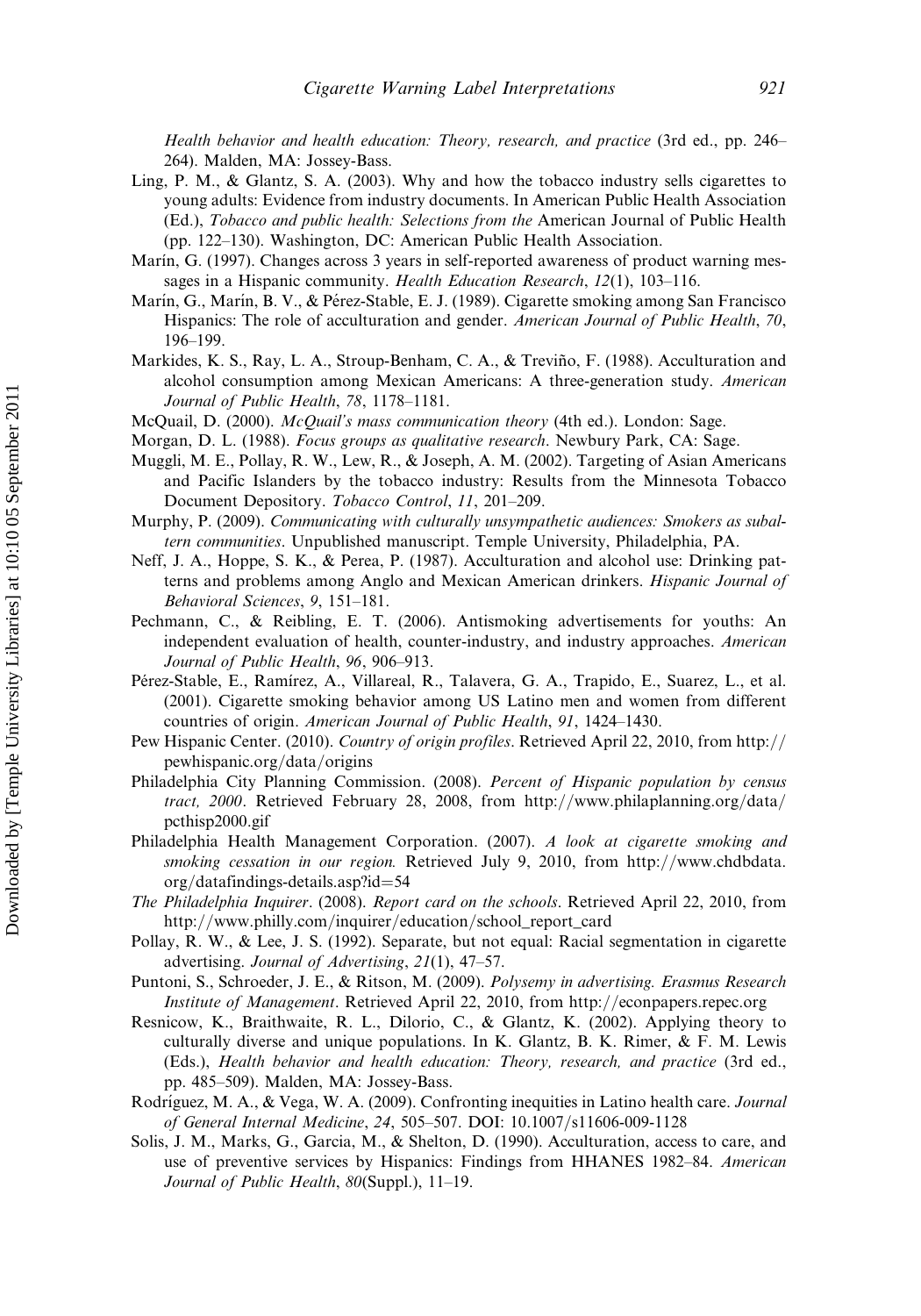*Health behavior and health education: Theory, research, and practice* (3rd ed., pp. 246–264). Malden, MA: Jossey-Bass.

Ling, P. M., & Glantz, S. A. (2003). Why and how the tobacco industry sells cigarettes to young adults: Evidence from industry documents. In American Public Health Association (Ed.), *Tobacco and public health: Selections from the* American Journal of Public Health (pp. 122–130). Washington, DC: American Public Health Association.

Marín, G. (1997). Changes across 3 years in self-reported awareness of product warning messages in a Hispanic community. *Health Education Research*, *12*(1), 103–116.

Marín, G., Marín, B. V., & Pérez-Stable, E. J. (1989). Cigarette smoking among San Francisco Hispanics: The role of acculturation and gender. *American Journal of Public Health*, *70*, 196–199.

Markides, K. S., Ray, L. A., Stroup-Benham, C. A., & Treviño, F. (1988). Acculturation and alcohol consumption among Mexican Americans: A three-generation study. *American Journal of Public Health*, *78*, 1178–1181.

McQuail, D. (2000). *McQuail's mass communication theory* (4th ed.). London: Sage.

Morgan, D. L. (1988). *Focus groups as qualitative research*. Newbury Park, CA: Sage.

Muggli, M. E., Pollay, R. W., Lew, R., & Joseph, A. M. (2002). Targeting of Asian Americans and Pacific Islanders by the tobacco industry: Results from the Minnesota Tobacco Document Depository. *Tobacco Control*, *11*, 201–209.

Murphy, P. (2009). *Communicating with culturally unsympathetic audiences: Smokers as subaltern communities*. Unpublished manuscript. Temple University, Philadelphia, PA.

Neff, J. A., Hoppe, S. K., & Perea, P. (1987). Acculturation and alcohol use: Drinking patterns and problems among Anglo and Mexican American drinkers. *Hispanic Journal of Behavioral Sciences*, *9*, 151–181.

Pechmann, C., & Reibling, E. T. (2006). Antismoking advertisements for youths: An independent evaluation of health, counter-industry, and industry approaches. *American Journal of Public Health*, *96*, 906–913.

Pérez-Stable, E., Ramírez, A., Villareal, R., Talavera, G. A., Trapido, E., Suarez, L., et al. (2001). Cigarette smoking behavior among US Latino men and women from different countries of origin. *American Journal of Public Health*, *91*, 1424–1430.

Pew Hispanic Center. (2010). *Country of origin profiles*. Retrieved April 22, 2010, from http://pewhispanic.org/data/origins

Philadelphia City Planning Commission. (2008). *Percent of Hispanic population by census tract, 2000*. Retrieved February 28, 2008, from http://www.philaplanning.org/data/pcthisp2000.gif

Philadelphia Health Management Corporation. (2007). *A look at cigarette smoking and smoking cessation in our region.* Retrieved July 9, 2010, from http://www.chdbdata.org/datafindings-details.asp?id=54

*The Philadelphia Inquirer*. (2008). *Report card on the schools*. Retrieved April 22, 2010, from http://www.philly.com/inquirer/education/school_report_card

Pollay, R. W., & Lee, J. S. (1992). Separate, but not equal: Racial segmentation in cigarette advertising. *Journal of Advertising*, *21*(1), 47–57.

Puntoni, S., Schroeder, J. E., & Ritson, M. (2009). *Polysemy in advertising. Erasmus Research Institute of Management*. Retrieved April 22, 2010, from http://econpapers.repec.org

Resnicow, K., Braithwaite, R. L., Dilorio, C., & Glantz, K. (2002). Applying theory to culturally diverse and unique populations. In K. Glantz, B. K. Rimer, & F. M. Lewis (Eds.), *Health behavior and health education: Theory, research, and practice* (3rd ed., pp. 485–509). Malden, MA: Jossey-Bass.

Rodríguez, M. A., & Vega, W. A. (2009). Confronting inequities in Latino health care. *Journal of General Internal Medicine*, *24*, 505–507. DOI: 10.1007/s11606-009-1128

Solis, J. M., Marks, G., Garcia, M., & Shelton, D. (1990). Acculturation, access to care, and use of preventive services by Hispanics: Findings from HHANES 1982–84. *American Journal of Public Health*, *80*(Suppl.), 11–19.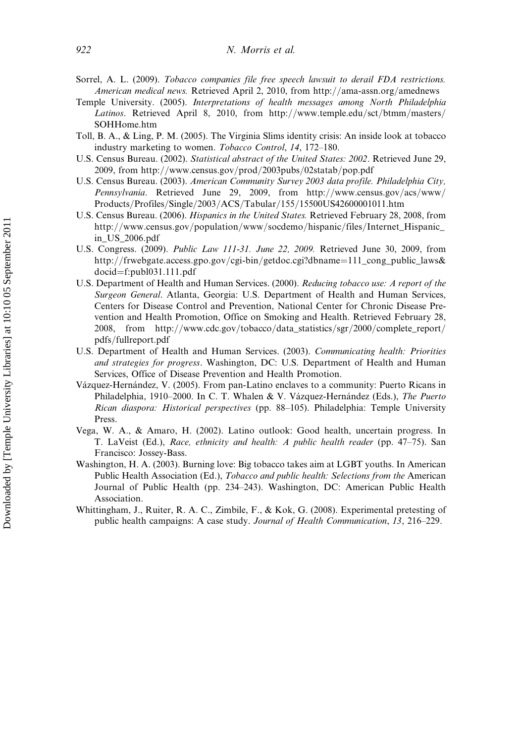Sorrel, A. L. (2009). *Tobacco companies file free speech lawsuit to derail FDA restrictions. American medical news.* Retrieved April 2, 2010, from http://ama-assn.org/amednews

Temple University. (2005). *Interpretations of health messages among North Philadelphia Latinos*. Retrieved April 8, 2010, from http://www.temple.edu/sct/btmm/masters/SOHHome.htm

Toll, B. A., & Ling, P. M. (2005). The Virginia Slims identity crisis: An inside look at tobacco industry marketing to women. *Tobacco Control*, *14*, 172–180.

U.S. Census Bureau. (2002). *Statistical abstract of the United States: 2002*. Retrieved June 29, 2009, from http://www.census.gov/prod/2003pubs/02statab/pop.pdf

U.S. Census Bureau. (2003). *American Community Survey 2003 data profile. Philadelphia City, Pennsylvania*. Retrieved June 29, 2009, from http://www.census.gov/acs/www/Products/Profiles/Single/2003/ACS/Tabular/155/15500US42600001011.htm

U.S. Census Bureau. (2006). *Hispanics in the United States.* Retrieved February 28, 2008, from http://www.census.gov/population/www/socdemo/hispanic/files/Internet_Hispanic_in_US_2006.pdf

U.S. Congress. (2009). *Public Law 111-31. June 22, 2009.* Retrieved June 30, 2009, from http://frwebgate.access.gpo.gov/cgi-bin/getdoc.cgi?dbname=111_cong_public_laws&docid=f:publ031.111.pdf

U.S. Department of Health and Human Services. (2000). *Reducing tobacco use: A report of the Surgeon General*. Atlanta, Georgia: U.S. Department of Health and Human Services, Centers for Disease Control and Prevention, National Center for Chronic Disease Prevention and Health Promotion, Office on Smoking and Health. Retrieved February 28, 2008, from http://www.cdc.gov/tobacco/data_statistics/sgr/2000/complete_report/pdfs/fullreport.pdf

U.S. Department of Health and Human Services. (2003). *Communicating health: Priorities and strategies for progress*. Washington, DC: U.S. Department of Health and Human Services, Office of Disease Prevention and Health Promotion.

Vázquez-Hernández, V. (2005). From pan-Latino enclaves to a community: Puerto Ricans in Philadelphia, 1910–2000. In C. T. Whalen & V. Vázquez-Hernández (Eds.), *The Puerto Rican diaspora: Historical perspectives* (pp. 88–105). Philadelphia: Temple University Press.

Vega, W. A., & Amaro, H. (2002). Latino outlook: Good health, uncertain progress. In T. LaVeist (Ed.), *Race, ethnicity and health: A public health reader* (pp. 47–75). San Francisco: Jossey-Bass.

Washington, H. A. (2003). Burning love: Big tobacco takes aim at LGBT youths. In American Public Health Association (Ed.), *Tobacco and public health: Selections from the* American Journal of Public Health (pp. 234–243). Washington, DC: American Public Health Association.

Whittingham, J., Ruiter, R. A. C., Zimbile, F., & Kok, G. (2008). Experimental pretesting of public health campaigns: A case study. *Journal of Health Communication*, *13*, 216–229.